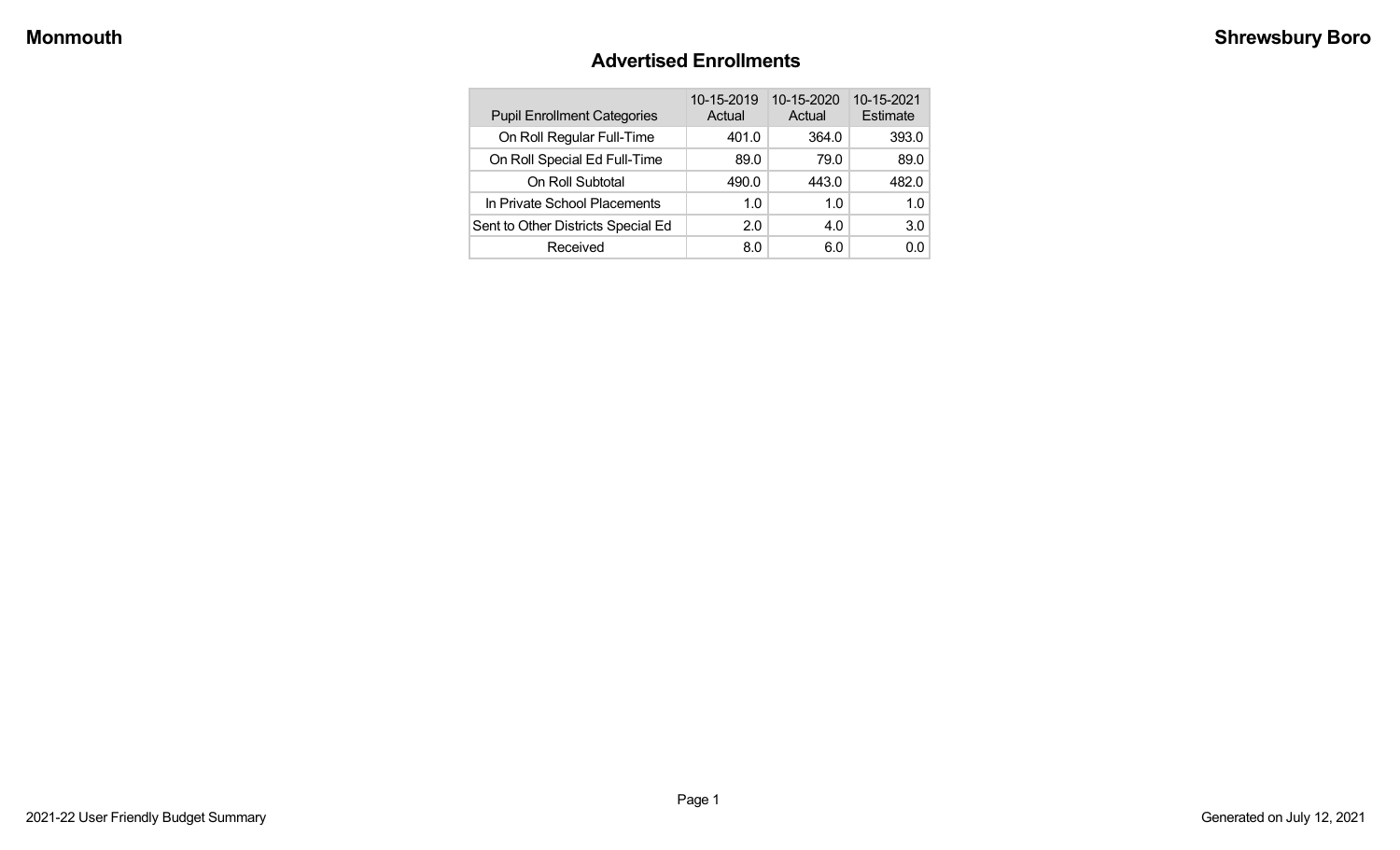Monmouth

Shrewsbury Boro

## Advertised Enrollments

| Pupil Enrollment Categories | 10-15-2019 Actual | 10-15-2020 Actual | 10-15-2021 Estimate |
|---|---|---|---|
| On Roll Regular Full-Time | 401.0 | 364.0 | 393.0 |
| On Roll Special Ed Full-Time | 89.0 | 79.0 | 89.0 |
| On Roll Subtotal | 490.0 | 443.0 | 482.0 |
| In Private School Placements | 1.0 | 1.0 | 1.0 |
| Sent to Other Districts Special Ed | 2.0 | 4.0 | 3.0 |
| Received | 8.0 | 6.0 | 0.0 |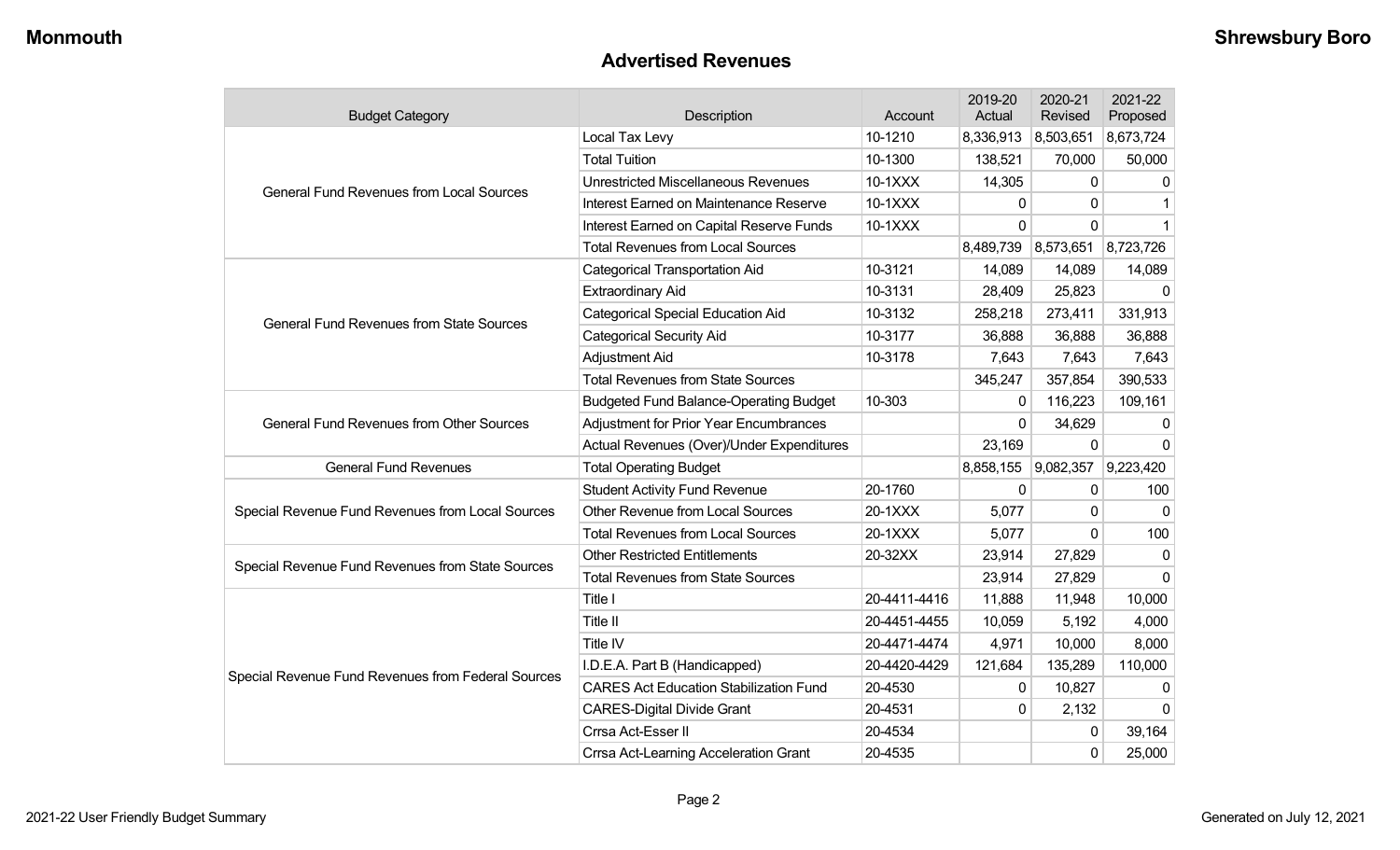## Advertised Revenues

| Budget Category | Description | Account | 2019-20 Actual | 2020-21 Revised | 2021-22 Proposed |
|---|---|---|---|---|---|
| General Fund Revenues from Local Sources | Local Tax Levy | 10-1210 | 8,336,913 | 8,503,651 | 8,673,724 |
| | Total Tuition | 10-1300 | 138,521 | 70,000 | 50,000 |
| | Unrestricted Miscellaneous Revenues | 10-1XXX | 14,305 | 0 | 0 |
| | Interest Earned on Maintenance Reserve | 10-1XXX | 0 | 0 | 1 |
| | Interest Earned on Capital Reserve Funds | 10-1XXX | 0 | 0 | 1 |
| | Total Revenues from Local Sources | | 8,489,739 | 8,573,651 | 8,723,726 |
| General Fund Revenues from State Sources | Categorical Transportation Aid | 10-3121 | 14,089 | 14,089 | 14,089 |
| | Extraordinary Aid | 10-3131 | 28,409 | 25,823 | 0 |
| | Categorical Special Education Aid | 10-3132 | 258,218 | 273,411 | 331,913 |
| | Categorical Security Aid | 10-3177 | 36,888 | 36,888 | 36,888 |
| | Adjustment Aid | 10-3178 | 7,643 | 7,643 | 7,643 |
| | Total Revenues from State Sources | | 345,247 | 357,854 | 390,533 |
| General Fund Revenues from Other Sources | Budgeted Fund Balance-Operating Budget | 10-303 | 0 | 116,223 | 109,161 |
| | Adjustment for Prior Year Encumbrances | | 0 | 34,629 | 0 |
| | Actual Revenues (Over)/Under Expenditures | | 23,169 | 0 | 0 |
| General Fund Revenues | Total Operating Budget | | 8,858,155 | 9,082,357 | 9,223,420 |
| Special Revenue Fund Revenues from Local Sources | Student Activity Fund Revenue | 20-1760 | 0 | 0 | 100 |
| | Other Revenue from Local Sources | 20-1XXX | 5,077 | 0 | 0 |
| | Total Revenues from Local Sources | 20-1XXX | 5,077 | 0 | 100 |
| Special Revenue Fund Revenues from State Sources | Other Restricted Entitlements | 20-32XX | 23,914 | 27,829 | 0 |
| | Total Revenues from State Sources | | 23,914 | 27,829 | 0 |
| Special Revenue Fund Revenues from Federal Sources | Title I | 20-4411-4416 | 11,888 | 11,948 | 10,000 |
| | Title II | 20-4451-4455 | 10,059 | 5,192 | 4,000 |
| | Title IV | 20-4471-4474 | 4,971 | 10,000 | 8,000 |
| | I.D.E.A. Part B (Handicapped) | 20-4420-4429 | 121,684 | 135,289 | 110,000 |
| | CARES Act Education Stabilization Fund | 20-4530 | 0 | 10,827 | 0 |
| | CARES-Digital Divide Grant | 20-4531 | 0 | 2,132 | 0 |
| | Crrsa Act-Esser II | 20-4534 | | 0 | 39,164 |
| | Crrsa Act-Learning Acceleration Grant | 20-4535 | | 0 | 25,000 |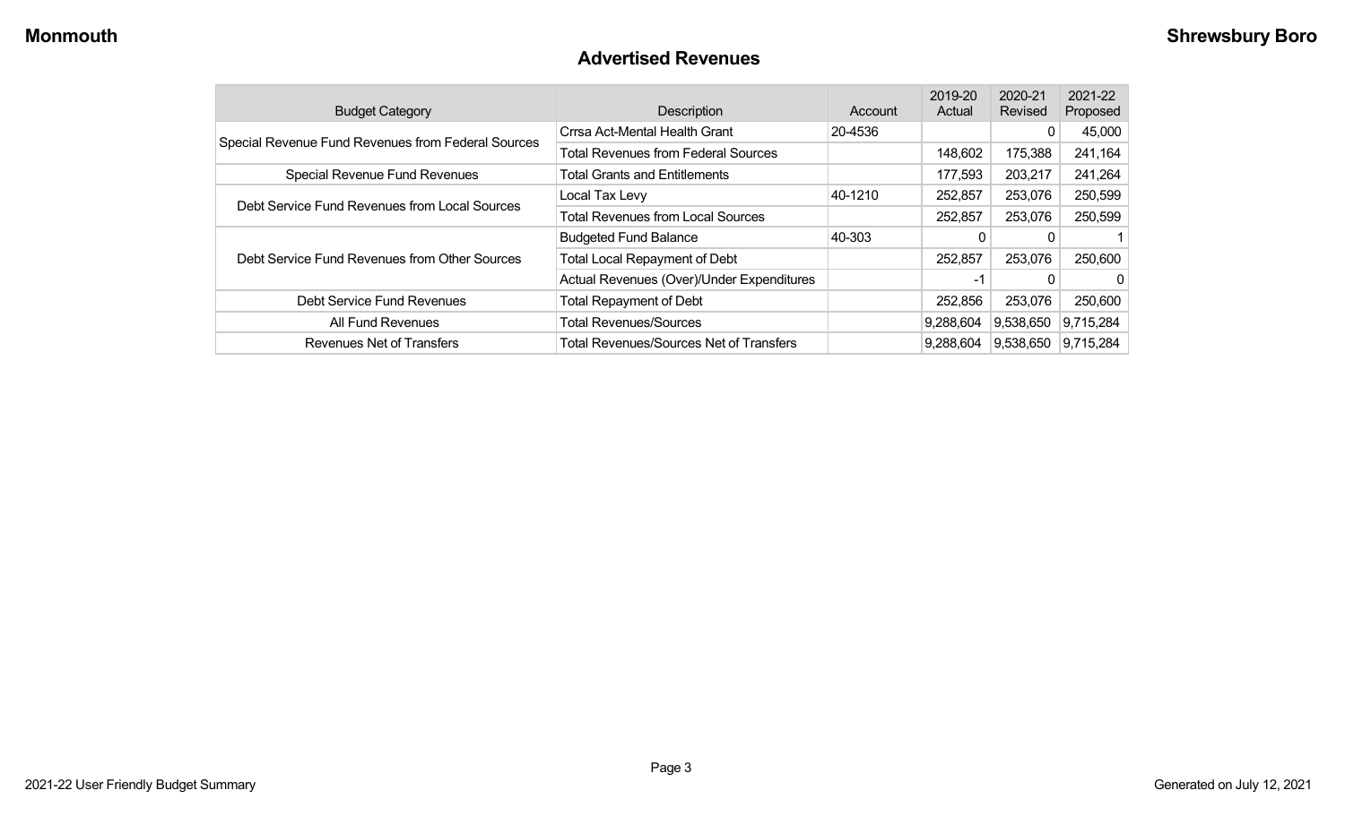## Advertised Revenues

| Budget Category | Description | Account | 2019-20 Actual | 2020-21 Revised | 2021-22 Proposed |
|---|---|---|---|---|---|
| Special Revenue Fund Revenues from Federal Sources | Crrsa Act-Mental Health Grant | 20-4536 | | 0 | 45,000 |
| | Total Revenues from Federal Sources | | 148,602 | 175,388 | 241,164 |
| Special Revenue Fund Revenues | Total Grants and Entitlements | | 177,593 | 203,217 | 241,264 |
| Debt Service Fund Revenues from Local Sources | Local Tax Levy | 40-1210 | 252,857 | 253,076 | 250,599 |
| | Total Revenues from Local Sources | | 252,857 | 253,076 | 250,599 |
| Debt Service Fund Revenues from Other Sources | Budgeted Fund Balance | 40-303 | 0 | 0 | 1 |
| | Total Local Repayment of Debt | | 252,857 | 253,076 | 250,600 |
| | Actual Revenues (Over)/Under Expenditures | | -1 | 0 | 0 |
| Debt Service Fund Revenues | Total Repayment of Debt | | 252,856 | 253,076 | 250,600 |
| All Fund Revenues | Total Revenues/Sources | | 9,288,604 | 9,538,650 | 9,715,284 |
| Revenues Net of Transfers | Total Revenues/Sources Net of Transfers | | 9,288,604 | 9,538,650 | 9,715,284 |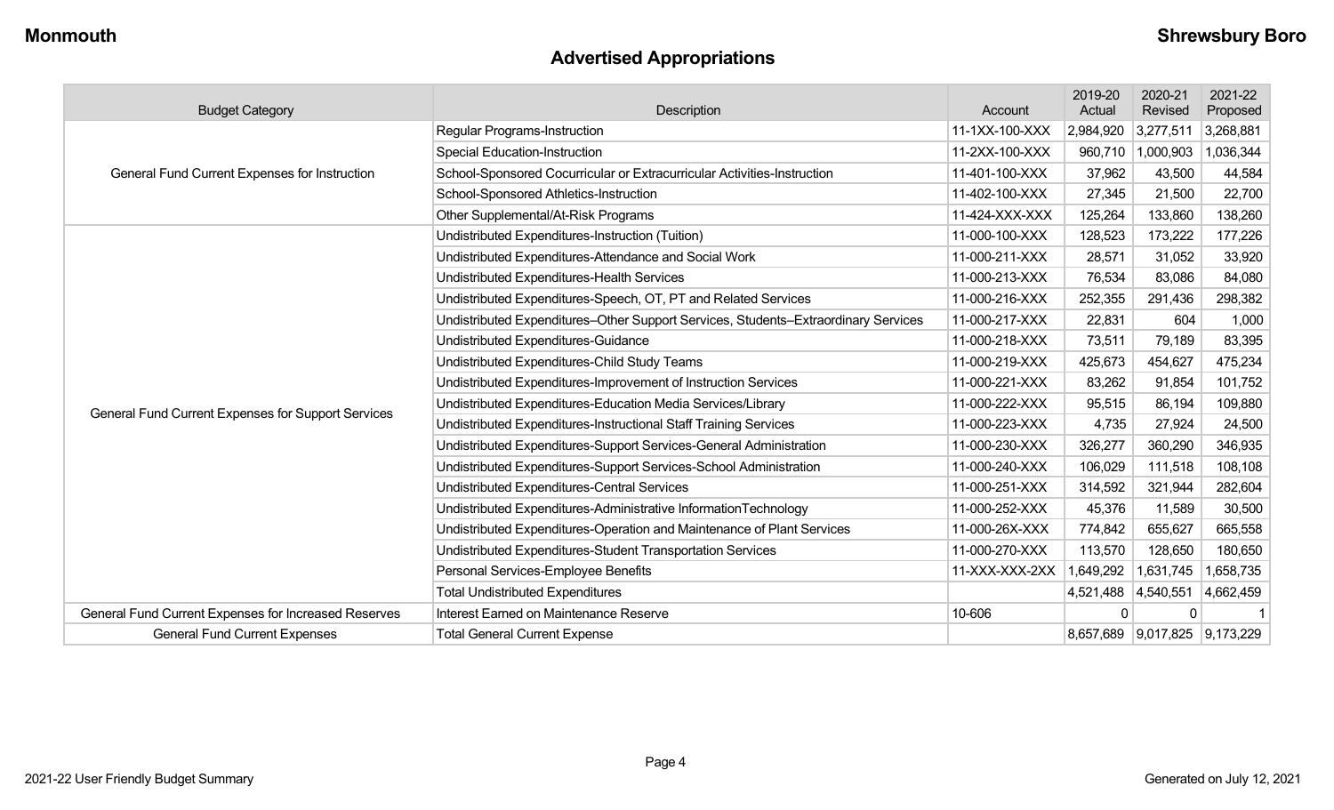## Advertised Appropriations

| Budget Category | Description | Account | 2019-20 Actual | 2020-21 Revised | 2021-22 Proposed |
|---|---|---|---|---|---|
| General Fund Current Expenses for Instruction | Regular Programs-Instruction | 11-1XX-100-XXX | 2,984,920 | 3,277,511 | 3,268,881 |
| | Special Education-Instruction | 11-2XX-100-XXX | 960,710 | 1,000,903 | 1,036,344 |
| | School-Sponsored Cocurricular or Extracurricular Activities-Instruction | 11-401-100-XXX | 37,962 | 43,500 | 44,584 |
| | School-Sponsored Athletics-Instruction | 11-402-100-XXX | 27,345 | 21,500 | 22,700 |
| | Other Supplemental/At-Risk Programs | 11-424-XXX-XXX | 125,264 | 133,860 | 138,260 |
| General Fund Current Expenses for Support Services | Undistributed Expenditures-Instruction (Tuition) | 11-000-100-XXX | 128,523 | 173,222 | 177,226 |
| | Undistributed Expenditures-Attendance and Social Work | 11-000-211-XXX | 28,571 | 31,052 | 33,920 |
| | Undistributed Expenditures-Health Services | 11-000-213-XXX | 76,534 | 83,086 | 84,080 |
| | Undistributed Expenditures-Speech, OT, PT and Related Services | 11-000-216-XXX | 252,355 | 291,436 | 298,382 |
| | Undistributed Expenditures–Other Support Services, Students–Extraordinary Services | 11-000-217-XXX | 22,831 | 604 | 1,000 |
| | Undistributed Expenditures-Guidance | 11-000-218-XXX | 73,511 | 79,189 | 83,395 |
| | Undistributed Expenditures-Child Study Teams | 11-000-219-XXX | 425,673 | 454,627 | 475,234 |
| | Undistributed Expenditures-Improvement of Instruction Services | 11-000-221-XXX | 83,262 | 91,854 | 101,752 |
| | Undistributed Expenditures-Education Media Services/Library | 11-000-222-XXX | 95,515 | 86,194 | 109,880 |
| | Undistributed Expenditures-Instructional Staff Training Services | 11-000-223-XXX | 4,735 | 27,924 | 24,500 |
| | Undistributed Expenditures-Support Services-General Administration | 11-000-230-XXX | 326,277 | 360,290 | 346,935 |
| | Undistributed Expenditures-Support Services-School Administration | 11-000-240-XXX | 106,029 | 111,518 | 108,108 |
| | Undistributed Expenditures-Central Services | 11-000-251-XXX | 314,592 | 321,944 | 282,604 |
| | Undistributed Expenditures-Administrative InformationTechnology | 11-000-252-XXX | 45,376 | 11,589 | 30,500 |
| | Undistributed Expenditures-Operation and Maintenance of Plant Services | 11-000-26X-XXX | 774,842 | 655,627 | 665,558 |
| | Undistributed Expenditures-Student Transportation Services | 11-000-270-XXX | 113,570 | 128,650 | 180,650 |
| | Personal Services-Employee Benefits | 11-XXX-XXX-2XX | 1,649,292 | 1,631,745 | 1,658,735 |
| | Total Undistributed Expenditures | | 4,521,488 | 4,540,551 | 4,662,459 |
| General Fund Current Expenses for Increased Reserves | Interest Earned on Maintenance Reserve | 10-606 | 0 | 0 | 1 |
| General Fund Current Expenses | Total General Current Expense | | 8,657,689 | 9,017,825 | 9,173,229 |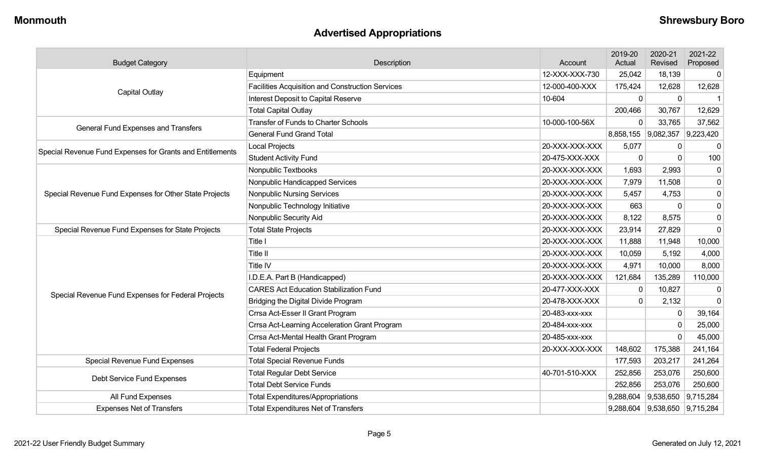## Advertised Appropriations

| Budget Category | Description | Account | 2019-20 Actual | 2020-21 Revised | 2021-22 Proposed |
|---|---|---|---|---|---|
| Capital Outlay | Equipment | 12-XXX-XXX-730 | 25,042 | 18,139 | 0 |
| | Facilities Acquisition and Construction Services | 12-000-400-XXX | 175,424 | 12,628 | 12,628 |
| | Interest Deposit to Capital Reserve | 10-604 | 0 | 0 | 1 |
| | Total Capital Outlay | | 200,466 | 30,767 | 12,629 |
| General Fund Expenses and Transfers | Transfer of Funds to Charter Schools | 10-000-100-56X | 0 | 33,765 | 37,562 |
| | General Fund Grand Total | | 8,858,155 | 9,082,357 | 9,223,420 |
| Special Revenue Fund Expenses for Grants and Entitlements | Local Projects | 20-XXX-XXX-XXX | 5,077 | 0 | 0 |
| | Student Activity Fund | 20-475-XXX-XXX | 0 | 0 | 100 |
| Special Revenue Fund Expenses for Other State Projects | Nonpublic Textbooks | 20-XXX-XXX-XXX | 1,693 | 2,993 | 0 |
| | Nonpublic Handicapped Services | 20-XXX-XXX-XXX | 7,979 | 11,508 | 0 |
| | Nonpublic Nursing Services | 20-XXX-XXX-XXX | 5,457 | 4,753 | 0 |
| | Nonpublic Technology Initiative | 20-XXX-XXX-XXX | 663 | 0 | 0 |
| | Nonpublic Security Aid | 20-XXX-XXX-XXX | 8,122 | 8,575 | 0 |
| Special Revenue Fund Expenses for State Projects | Total State Projects | 20-XXX-XXX-XXX | 23,914 | 27,829 | 0 |
| Special Revenue Fund Expenses for Federal Projects | Title I | 20-XXX-XXX-XXX | 11,888 | 11,948 | 10,000 |
| | Title II | 20-XXX-XXX-XXX | 10,059 | 5,192 | 4,000 |
| | Title IV | 20-XXX-XXX-XXX | 4,971 | 10,000 | 8,000 |
| | I.D.E.A. Part B (Handicapped) | 20-XXX-XXX-XXX | 121,684 | 135,289 | 110,000 |
| | CARES Act Education Stabilization Fund | 20-477-XXX-XXX | 0 | 10,827 | 0 |
| | Bridging the Digital Divide Program | 20-478-XXX-XXX | 0 | 2,132 | 0 |
| | Crrsa Act-Esser II Grant Program | 20-483-xxx-xxx | | 0 | 39,164 |
| | Crrsa Act-Learning Acceleration Grant Program | 20-484-xxx-xxx | | 0 | 25,000 |
| | Crrsa Act-Mental Health Grant Program | 20-485-xxx-xxx | | 0 | 45,000 |
| | Total Federal Projects | 20-XXX-XXX-XXX | 148,602 | 175,388 | 241,164 |
| Special Revenue Fund Expenses | Total Special Revenue Funds | | 177,593 | 203,217 | 241,264 |
| Debt Service Fund Expenses | Total Regular Debt Service | 40-701-510-XXX | 252,856 | 253,076 | 250,600 |
| | Total Debt Service Funds | | 252,856 | 253,076 | 250,600 |
| All Fund Expenses | Total Expenditures/Appropriations | | 9,288,604 | 9,538,650 | 9,715,284 |
| Expenses Net of Transfers | Total Expenditures Net of Transfers | | 9,288,604 | 9,538,650 | 9,715,284 |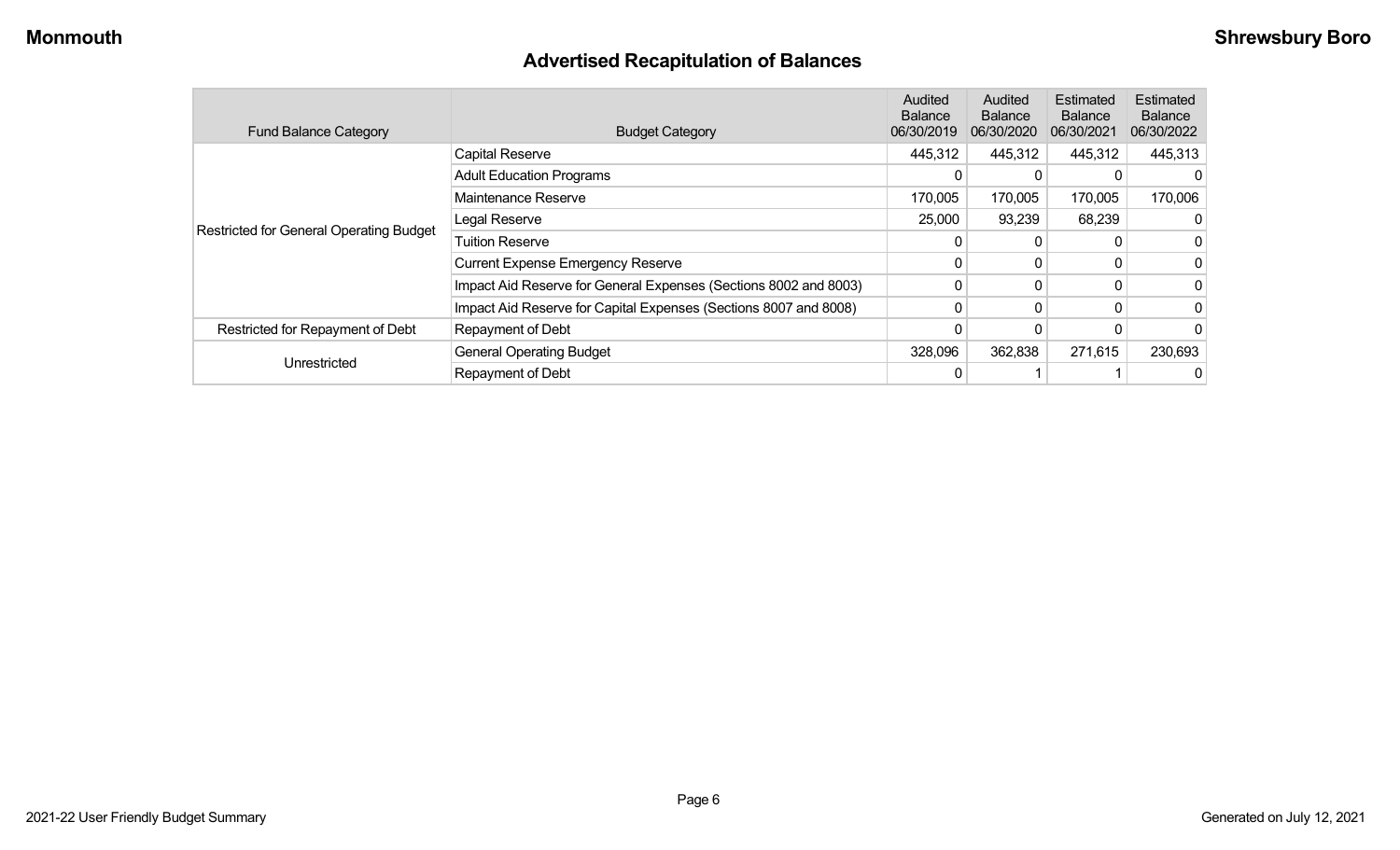## Advertised Recapitulation of Balances

| Fund Balance Category | Budget Category | Audited Balance 06/30/2019 | Audited Balance 06/30/2020 | Estimated Balance 06/30/2021 | Estimated Balance 06/30/2022 |
|---|---|---|---|---|---|
| Restricted for General Operating Budget | Capital Reserve | 445,312 | 445,312 | 445,312 | 445,313 |
| | Adult Education Programs | 0 | 0 | 0 | 0 |
| | Maintenance Reserve | 170,005 | 170,005 | 170,005 | 170,006 |
| | Legal Reserve | 25,000 | 93,239 | 68,239 | 0 |
| | Tuition Reserve | 0 | 0 | 0 | 0 |
| | Current Expense Emergency Reserve | 0 | 0 | 0 | 0 |
| | Impact Aid Reserve for General Expenses (Sections 8002 and 8003) | 0 | 0 | 0 | 0 |
| | Impact Aid Reserve for Capital Expenses (Sections 8007 and 8008) | 0 | 0 | 0 | 0 |
| Restricted for Repayment of Debt | Repayment of Debt | 0 | 0 | 0 | 0 |
| Unrestricted | General Operating Budget | 328,096 | 362,838 | 271,615 | 230,693 |
| | Repayment of Debt | 0 | 1 | 1 | 0 |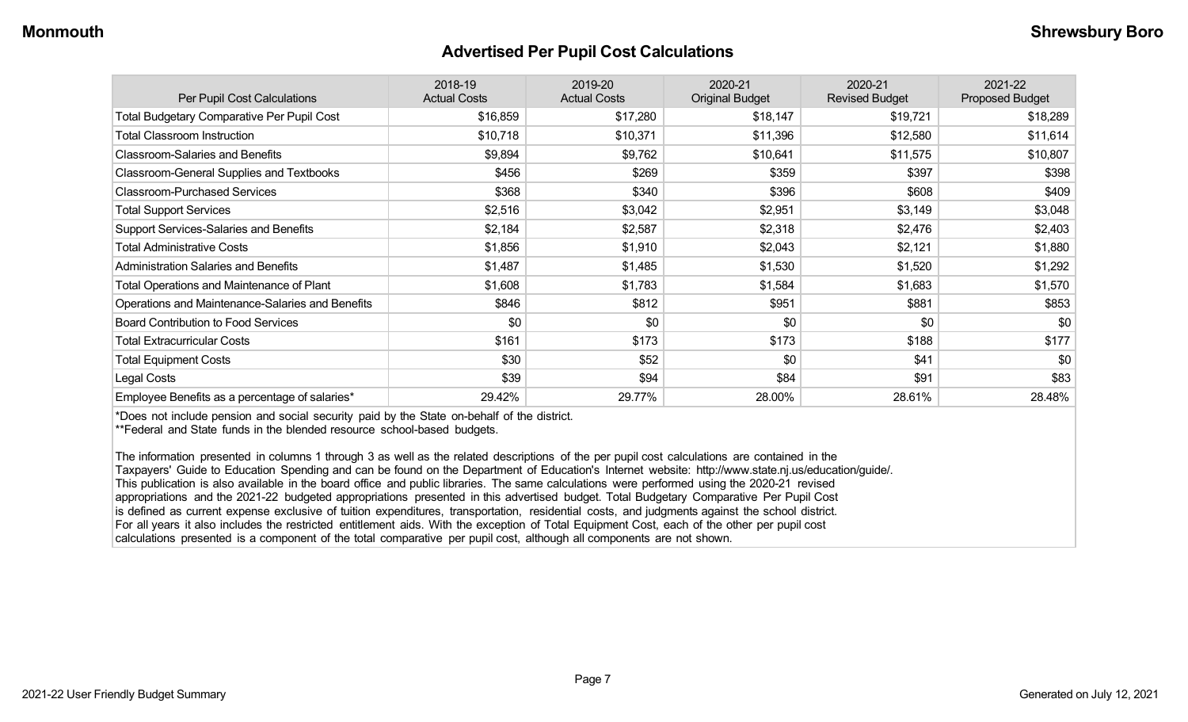## Advertised Per Pupil Cost Calculations

| Per Pupil Cost Calculations | 2018-19 Actual Costs | 2019-20 Actual Costs | 2020-21 Original Budget | 2020-21 Revised Budget | 2021-22 Proposed Budget |
|---|---|---|---|---|---|
| Total Budgetary Comparative Per Pupil Cost | $16,859 | $17,280 | $18,147 | $19,721 | $18,289 |
| Total Classroom Instruction | $10,718 | $10,371 | $11,396 | $12,580 | $11,614 |
| Classroom-Salaries and Benefits | $9,894 | $9,762 | $10,641 | $11,575 | $10,807 |
| Classroom-General Supplies and Textbooks | $456 | $269 | $359 | $397 | $398 |
| Classroom-Purchased Services | $368 | $340 | $396 | $608 | $409 |
| Total Support Services | $2,516 | $3,042 | $2,951 | $3,149 | $3,048 |
| Support Services-Salaries and Benefits | $2,184 | $2,587 | $2,318 | $2,476 | $2,403 |
| Total Administrative Costs | $1,856 | $1,910 | $2,043 | $2,121 | $1,880 |
| Administration Salaries and Benefits | $1,487 | $1,485 | $1,530 | $1,520 | $1,292 |
| Total Operations and Maintenance of Plant | $1,608 | $1,783 | $1,584 | $1,683 | $1,570 |
| Operations and Maintenance-Salaries and Benefits | $846 | $812 | $951 | $881 | $853 |
| Board Contribution to Food Services | $0 | $0 | $0 | $0 | $0 |
| Total Extracurricular Costs | $161 | $173 | $173 | $188 | $177 |
| Total Equipment Costs | $30 | $52 | $0 | $41 | $0 |
| Legal Costs | $39 | $94 | $84 | $91 | $83 |
| Employee Benefits as a percentage of salaries* | 29.42% | 29.77% | 28.00% | 28.61% | 28.48% |

*Does not include pension and social security paid by the State on-behalf of the district.

**Federal and State funds in the blended resource school-based budgets.

The information presented in columns 1 through 3 as well as the related descriptions of the per pupil cost calculations are contained in the Taxpayers' Guide to Education Spending and can be found on the Department of Education's Internet website: http://www.state.nj.us/education/guide/. This publication is also available in the board office and public libraries. The same calculations were performed using the 2020-21 revised appropriations and the 2021-22 budgeted appropriations presented in this advertised budget. Total Budgetary Comparative Per Pupil Cost is defined as current expense exclusive of tuition expenditures, transportation, residential costs, and judgments against the school district. For all years it also includes the restricted entitlement aids. With the exception of Total Equipment Cost, each of the other per pupil cost calculations presented is a component of the total comparative per pupil cost, although all components are not shown.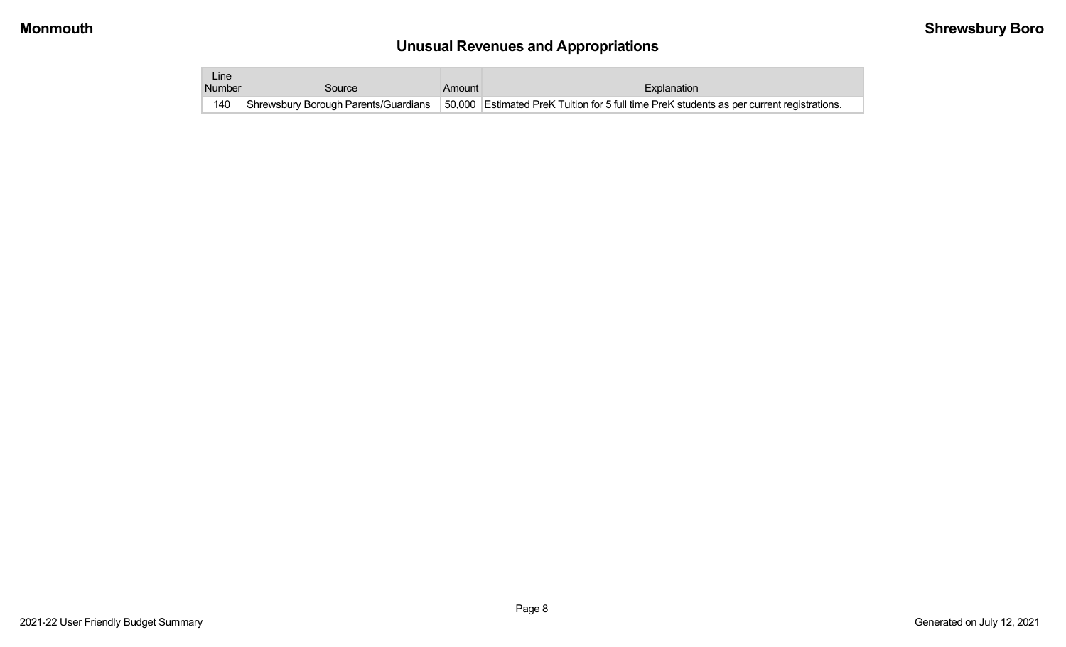## Unusual Revenues and Appropriations

| Line Number | Source | Amount | Explanation |
|---|---|---|---|
| 140 | Shrewsbury Borough Parents/Guardians | 50,000 | Estimated PreK Tuition for 5 full time PreK students as per current registrations. |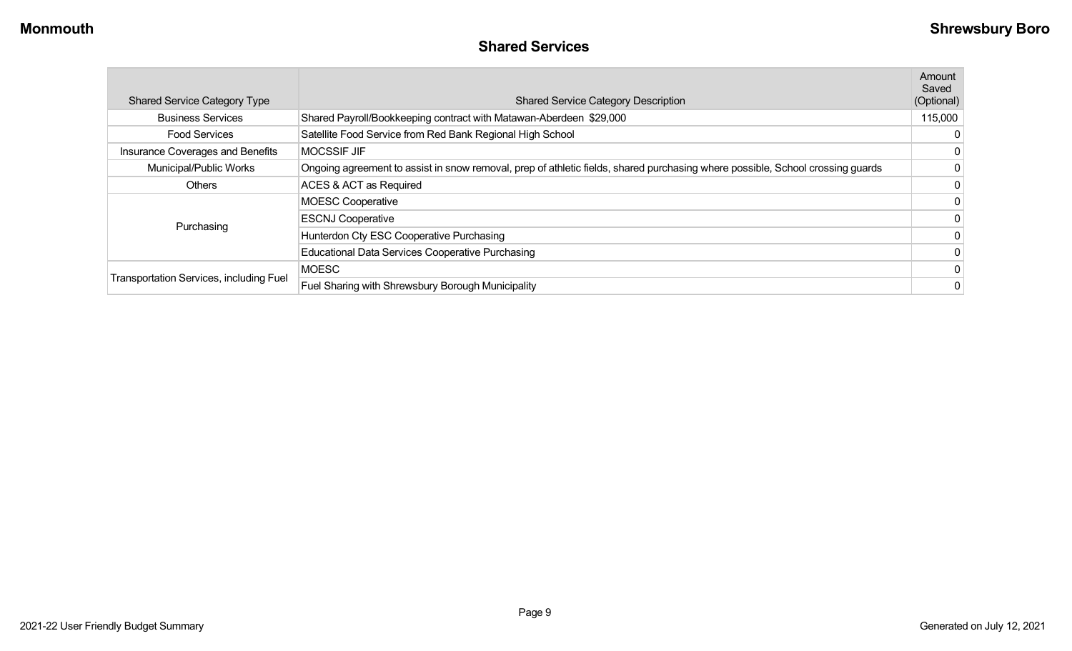## Shared Services

| Shared Service Category Type | Shared Service Category Description | Amount Saved (Optional) |
|---|---|---|
| Business Services | Shared Payroll/Bookkeeping contract with Matawan-Aberdeen $29,000 | 115,000 |
| Food Services | Satellite Food Service from Red Bank Regional High School | 0 |
| Insurance Coverages and Benefits | MOCSSIF JIF | 0 |
| Municipal/Public Works | Ongoing agreement to assist in snow removal, prep of athletic fields, shared purchasing where possible, School crossing guards | 0 |
| Others | ACES & ACT as Required | 0 |
| Purchasing | MOESC Cooperative | 0 |
| | ESCNJ Cooperative | 0 |
| | Hunterdon Cty ESC Cooperative Purchasing | 0 |
| | Educational Data Services Cooperative Purchasing | 0 |
| Transportation Services, including Fuel | MOESC | 0 |
| | Fuel Sharing with Shrewsbury Borough Municipality | 0 |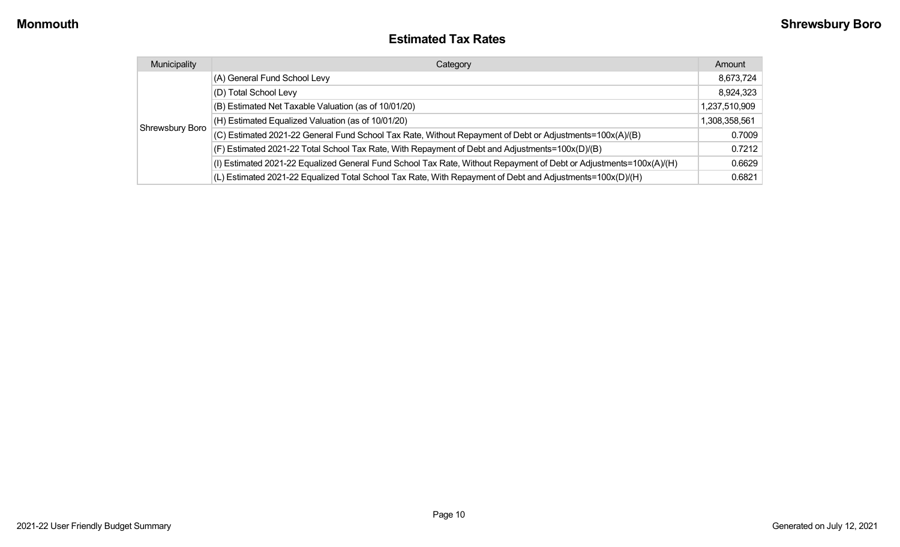# Estimated Tax Rates

| Municipality | Category | Amount |
|---|---|---|
| Shrewsbury Boro | (A) General Fund School Levy | 8,673,724 |
| | (D) Total School Levy | 8,924,323 |
| | (B) Estimated Net Taxable Valuation (as of 10/01/20) | 1,237,510,909 |
| | (H) Estimated Equalized Valuation (as of 10/01/20) | 1,308,358,561 |
| | (C) Estimated 2021-22 General Fund School Tax Rate, Without Repayment of Debt or Adjustments=100x(A)/(B) | 0.7009 |
| | (F) Estimated 2021-22 Total School Tax Rate, With Repayment of Debt and Adjustments=100x(D)/(B) | 0.7212 |
| | (I) Estimated 2021-22 Equalized General Fund School Tax Rate, Without Repayment of Debt or Adjustments=100x(A)/(H) | 0.6629 |
| | (L) Estimated 2021-22 Equalized Total School Tax Rate, With Repayment of Debt and Adjustments=100x(D)/(H) | 0.6821 |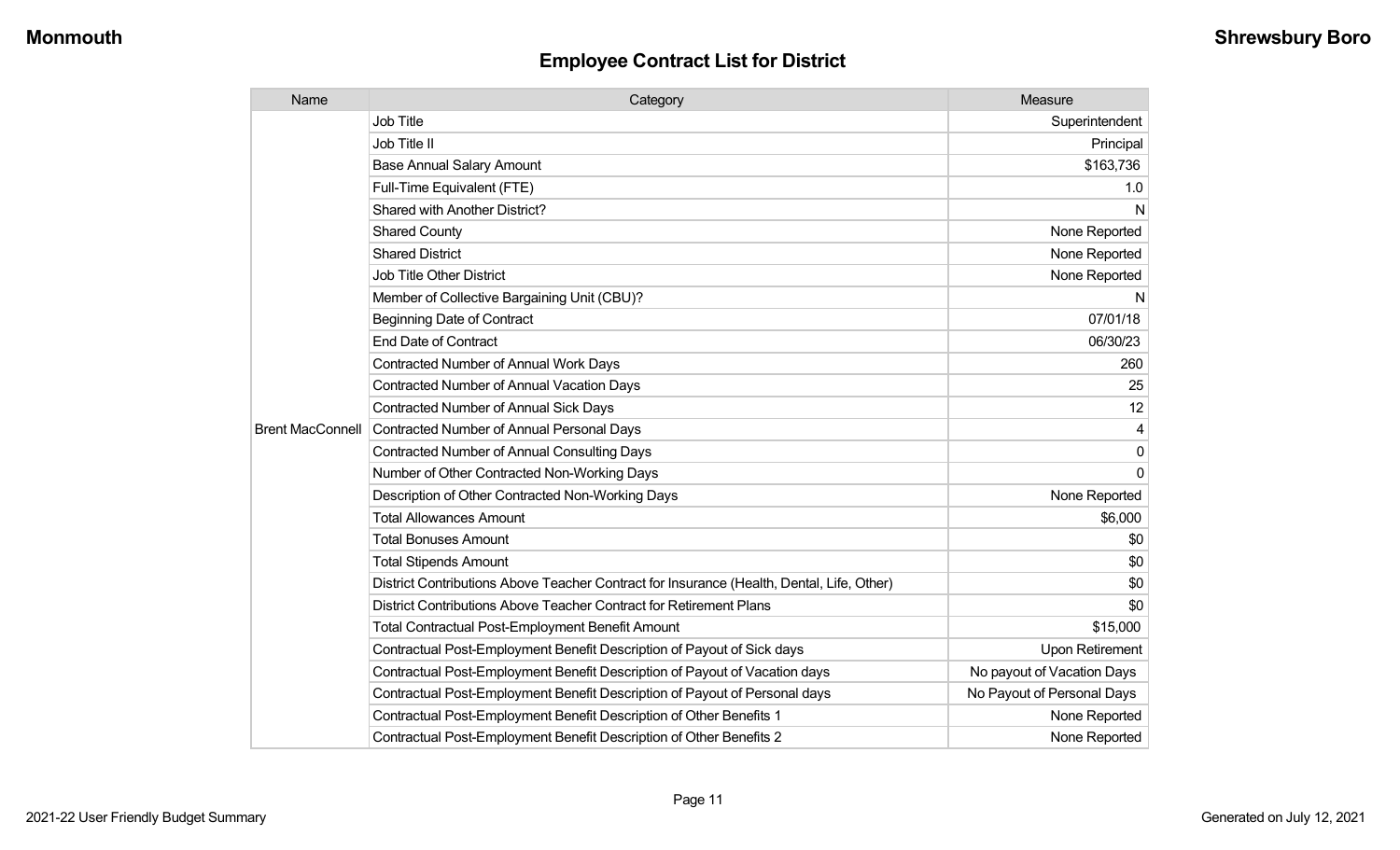## Employee Contract List for District

| Name | Category | Measure |
|---|---|---|
| Brent MacConnell | Job Title | Superintendent |
| | Job Title II | Principal |
| | Base Annual Salary Amount | $163,736 |
| | Full-Time Equivalent (FTE) | 1.0 |
| | Shared with Another District? | N |
| | Shared County | None Reported |
| | Shared District | None Reported |
| | Job Title Other District | None Reported |
| | Member of Collective Bargaining Unit (CBU)? | N |
| | Beginning Date of Contract | 07/01/18 |
| | End Date of Contract | 06/30/23 |
| | Contracted Number of Annual Work Days | 260 |
| | Contracted Number of Annual Vacation Days | 25 |
| | Contracted Number of Annual Sick Days | 12 |
| | Contracted Number of Annual Personal Days | 4 |
| | Contracted Number of Annual Consulting Days | 0 |
| | Number of Other Contracted Non-Working Days | 0 |
| | Description of Other Contracted Non-Working Days | None Reported |
| | Total Allowances Amount | $6,000 |
| | Total Bonuses Amount | $0 |
| | Total Stipends Amount | $0 |
| | District Contributions Above Teacher Contract for Insurance (Health, Dental, Life, Other) | $0 |
| | District Contributions Above Teacher Contract for Retirement Plans | $0 |
| | Total Contractual Post-Employment Benefit Amount | $15,000 |
| | Contractual Post-Employment Benefit Description of Payout of Sick days | Upon Retirement |
| | Contractual Post-Employment Benefit Description of Payout of Vacation days | No payout of Vacation Days |
| | Contractual Post-Employment Benefit Description of Payout of Personal days | No Payout of Personal Days |
| | Contractual Post-Employment Benefit Description of Other Benefits 1 | None Reported |
| | Contractual Post-Employment Benefit Description of Other Benefits 2 | None Reported |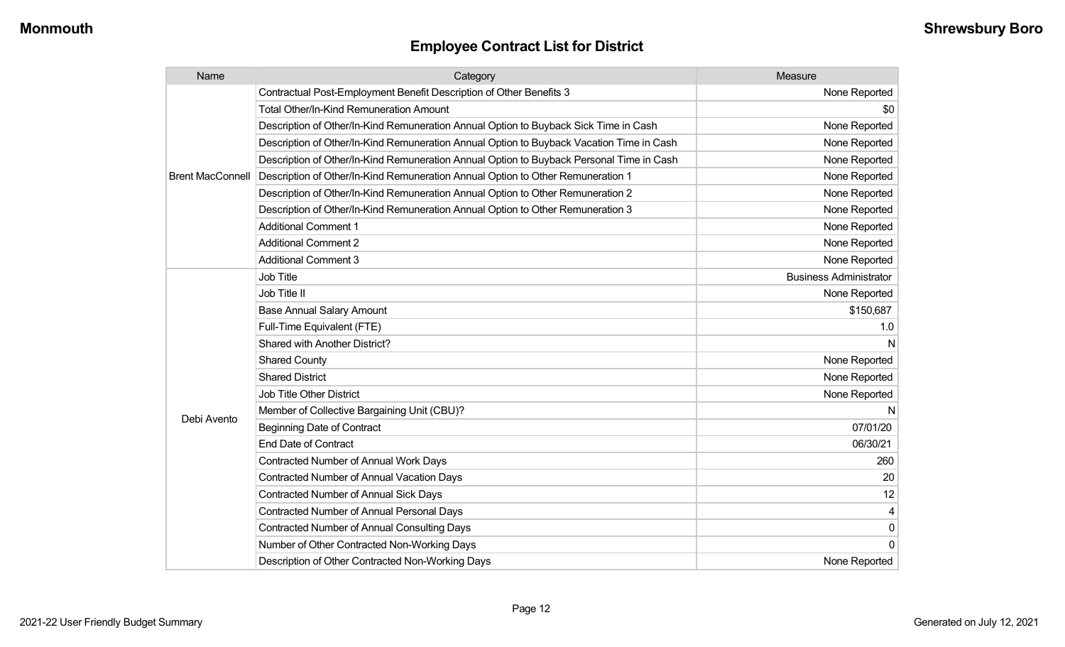## Employee Contract List for District

| Name | Category | Measure |
| --- | --- | --- |
| Brent MacConnell | Contractual Post-Employment Benefit Description of Other Benefits 3 | None Reported |
| | Total Other/In-Kind Remuneration Amount | $0 |
| | Description of Other/In-Kind Remuneration Annual Option to Buyback Sick Time in Cash | None Reported |
| | Description of Other/In-Kind Remuneration Annual Option to Buyback Vacation Time in Cash | None Reported |
| | Description of Other/In-Kind Remuneration Annual Option to Buyback Personal Time in Cash | None Reported |
| | Description of Other/In-Kind Remuneration Annual Option to Other Remuneration 1 | None Reported |
| | Description of Other/In-Kind Remuneration Annual Option to Other Remuneration 2 | None Reported |
| | Description of Other/In-Kind Remuneration Annual Option to Other Remuneration 3 | None Reported |
| | Additional Comment 1 | None Reported |
| | Additional Comment 2 | None Reported |
| | Additional Comment 3 | None Reported |
| Debi Avento | Job Title | Business Administrator |
| | Job Title II | None Reported |
| | Base Annual Salary Amount | $150,687 |
| | Full-Time Equivalent (FTE) | 1.0 |
| | Shared with Another District? | N |
| | Shared County | None Reported |
| | Shared District | None Reported |
| | Job Title Other District | None Reported |
| | Member of Collective Bargaining Unit (CBU)? | N |
| | Beginning Date of Contract | 07/01/20 |
| | End Date of Contract | 06/30/21 |
| | Contracted Number of Annual Work Days | 260 |
| | Contracted Number of Annual Vacation Days | 20 |
| | Contracted Number of Annual Sick Days | 12 |
| | Contracted Number of Annual Personal Days | 4 |
| | Contracted Number of Annual Consulting Days | 0 |
| | Number of Other Contracted Non-Working Days | 0 |
| | Description of Other Contracted Non-Working Days | None Reported |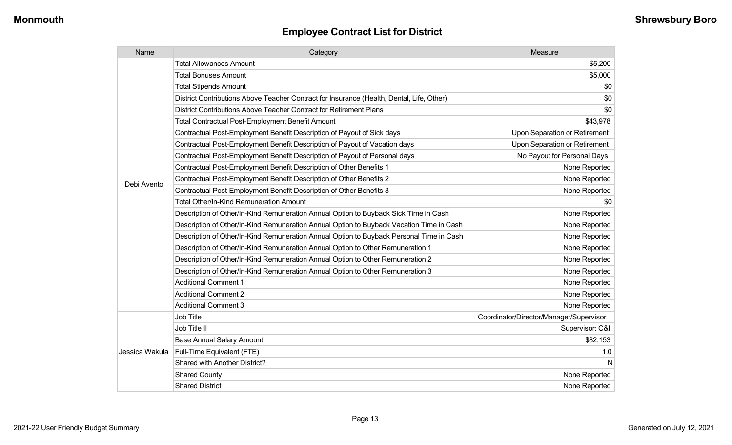## Employee Contract List for District

| Name | Category | Measure |
|---|---|---|
| Debi Avento | Total Allowances Amount | $5,200 |
| | Total Bonuses Amount | $5,000 |
| | Total Stipends Amount | $0 |
| | District Contributions Above Teacher Contract for Insurance (Health, Dental, Life, Other) | $0 |
| | District Contributions Above Teacher Contract for Retirement Plans | $0 |
| | Total Contractual Post-Employment Benefit Amount | $43,978 |
| | Contractual Post-Employment Benefit Description of Payout of Sick days | Upon Separation or Retirement |
| | Contractual Post-Employment Benefit Description of Payout of Vacation days | Upon Separation or Retirement |
| | Contractual Post-Employment Benefit Description of Payout of Personal days | No Payout for Personal Days |
| | Contractual Post-Employment Benefit Description of Other Benefits 1 | None Reported |
| | Contractual Post-Employment Benefit Description of Other Benefits 2 | None Reported |
| | Contractual Post-Employment Benefit Description of Other Benefits 3 | None Reported |
| | Total Other/In-Kind Remuneration Amount | $0 |
| | Description of Other/In-Kind Remuneration Annual Option to Buyback Sick Time in Cash | None Reported |
| | Description of Other/In-Kind Remuneration Annual Option to Buyback Vacation Time in Cash | None Reported |
| | Description of Other/In-Kind Remuneration Annual Option to Buyback Personal Time in Cash | None Reported |
| | Description of Other/In-Kind Remuneration Annual Option to Other Remuneration 1 | None Reported |
| | Description of Other/In-Kind Remuneration Annual Option to Other Remuneration 2 | None Reported |
| | Description of Other/In-Kind Remuneration Annual Option to Other Remuneration 3 | None Reported |
| | Additional Comment 1 | None Reported |
| | Additional Comment 2 | None Reported |
| | Additional Comment 3 | None Reported |
| Jessica Wakula | Job Title | Coordinator/Director/Manager/Supervisor |
| | Job Title II | Supervisor: C&I |
| | Base Annual Salary Amount | $82,153 |
| | Full-Time Equivalent (FTE) | 1.0 |
| | Shared with Another District? | N |
| | Shared County | None Reported |
| | Shared District | None Reported |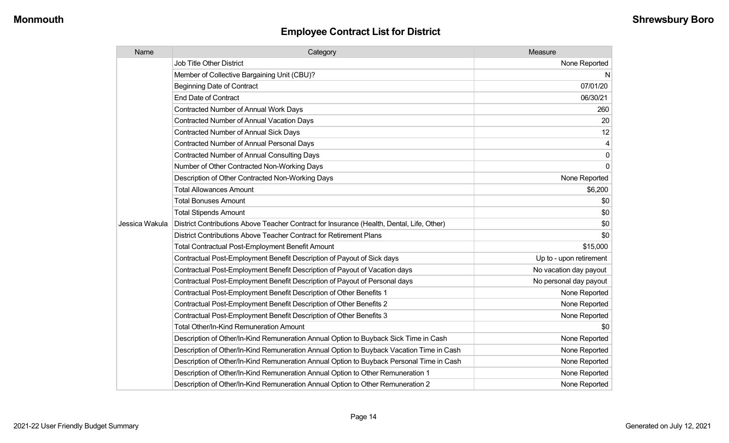## Employee Contract List for District

| Name | Category | Measure |
|---|---|---|
| Jessica Wakula | Job Title Other District | None Reported |
| | Member of Collective Bargaining Unit (CBU)? | N |
| | Beginning Date of Contract | 07/01/20 |
| | End Date of Contract | 06/30/21 |
| | Contracted Number of Annual Work Days | 260 |
| | Contracted Number of Annual Vacation Days | 20 |
| | Contracted Number of Annual Sick Days | 12 |
| | Contracted Number of Annual Personal Days | 4 |
| | Contracted Number of Annual Consulting Days | 0 |
| | Number of Other Contracted Non-Working Days | 0 |
| | Description of Other Contracted Non-Working Days | None Reported |
| | Total Allowances Amount | $6,200 |
| | Total Bonuses Amount | $0 |
| | Total Stipends Amount | $0 |
| | District Contributions Above Teacher Contract for Insurance (Health, Dental, Life, Other) | $0 |
| | District Contributions Above Teacher Contract for Retirement Plans | $0 |
| | Total Contractual Post-Employment Benefit Amount | $15,000 |
| | Contractual Post-Employment Benefit Description of Payout of Sick days | Up to - upon retirement |
| | Contractual Post-Employment Benefit Description of Payout of Vacation days | No vacation day payout |
| | Contractual Post-Employment Benefit Description of Payout of Personal days | No personal day payout |
| | Contractual Post-Employment Benefit Description of Other Benefits 1 | None Reported |
| | Contractual Post-Employment Benefit Description of Other Benefits 2 | None Reported |
| | Contractual Post-Employment Benefit Description of Other Benefits 3 | None Reported |
| | Total Other/In-Kind Remuneration Amount | $0 |
| | Description of Other/In-Kind Remuneration Annual Option to Buyback Sick Time in Cash | None Reported |
| | Description of Other/In-Kind Remuneration Annual Option to Buyback Vacation Time in Cash | None Reported |
| | Description of Other/In-Kind Remuneration Annual Option to Buyback Personal Time in Cash | None Reported |
| | Description of Other/In-Kind Remuneration Annual Option to Other Remuneration 1 | None Reported |
| | Description of Other/In-Kind Remuneration Annual Option to Other Remuneration 2 | None Reported |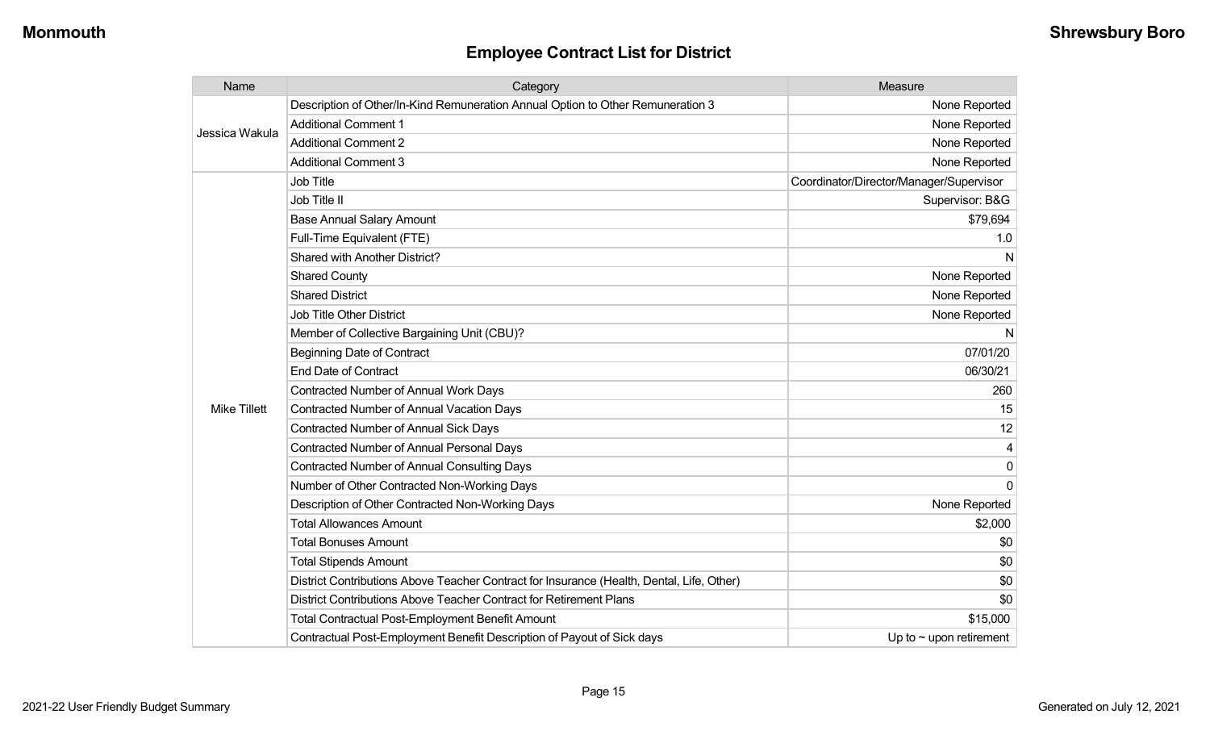## Employee Contract List for District

| Name | Category | Measure |
|---|---|---|
| Jessica Wakula | Description of Other/In-Kind Remuneration Annual Option to Other Remuneration 3 | None Reported |
| | Additional Comment 1 | None Reported |
| | Additional Comment 2 | None Reported |
| | Additional Comment 3 | None Reported |
| Mike Tillett | Job Title | Coordinator/Director/Manager/Supervisor |
| | Job Title II | Supervisor: B&G |
| | Base Annual Salary Amount | $79,694 |
| | Full-Time Equivalent (FTE) | 1.0 |
| | Shared with Another District? | N |
| | Shared County | None Reported |
| | Shared District | None Reported |
| | Job Title Other District | None Reported |
| | Member of Collective Bargaining Unit (CBU)? | N |
| | Beginning Date of Contract | 07/01/20 |
| | End Date of Contract | 06/30/21 |
| | Contracted Number of Annual Work Days | 260 |
| | Contracted Number of Annual Vacation Days | 15 |
| | Contracted Number of Annual Sick Days | 12 |
| | Contracted Number of Annual Personal Days | 4 |
| | Contracted Number of Annual Consulting Days | 0 |
| | Number of Other Contracted Non-Working Days | 0 |
| | Description of Other Contracted Non-Working Days | None Reported |
| | Total Allowances Amount | $2,000 |
| | Total Bonuses Amount | $0 |
| | Total Stipends Amount | $0 |
| | District Contributions Above Teacher Contract for Insurance (Health, Dental, Life, Other) | $0 |
| | District Contributions Above Teacher Contract for Retirement Plans | $0 |
| | Total Contractual Post-Employment Benefit Amount | $15,000 |
| | Contractual Post-Employment Benefit Description of Payout of Sick days | Up to ~ upon retirement |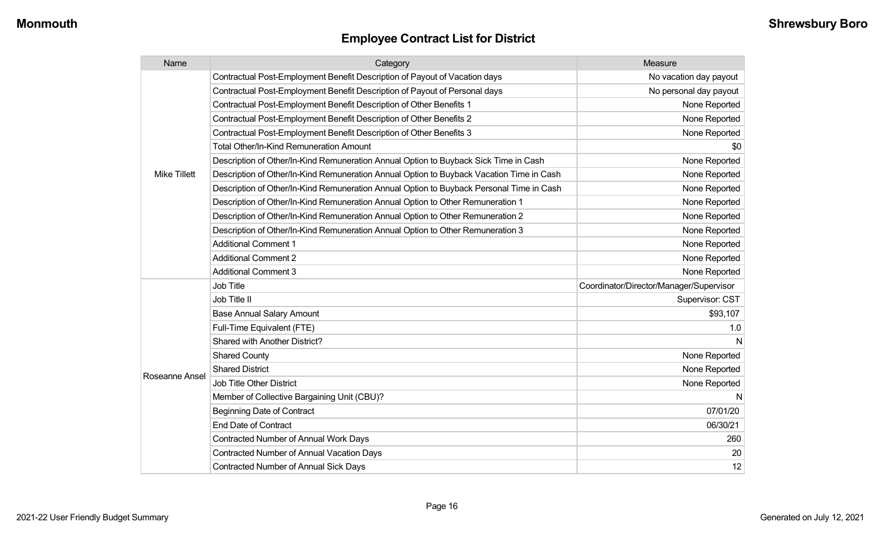## Employee Contract List for District

| Name | Category | Measure |
|---|---|---|
| Mike Tillett | Contractual Post-Employment Benefit Description of Payout of Vacation days | No vacation day payout |
| | Contractual Post-Employment Benefit Description of Payout of Personal days | No personal day payout |
| | Contractual Post-Employment Benefit Description of Other Benefits 1 | None Reported |
| | Contractual Post-Employment Benefit Description of Other Benefits 2 | None Reported |
| | Contractual Post-Employment Benefit Description of Other Benefits 3 | None Reported |
| | Total Other/In-Kind Remuneration Amount | $0 |
| | Description of Other/In-Kind Remuneration Annual Option to Buyback Sick Time in Cash | None Reported |
| | Description of Other/In-Kind Remuneration Annual Option to Buyback Vacation Time in Cash | None Reported |
| | Description of Other/In-Kind Remuneration Annual Option to Buyback Personal Time in Cash | None Reported |
| | Description of Other/In-Kind Remuneration Annual Option to Other Remuneration 1 | None Reported |
| | Description of Other/In-Kind Remuneration Annual Option to Other Remuneration 2 | None Reported |
| | Description of Other/In-Kind Remuneration Annual Option to Other Remuneration 3 | None Reported |
| | Additional Comment 1 | None Reported |
| | Additional Comment 2 | None Reported |
| | Additional Comment 3 | None Reported |
| Roseanne Ansel | Job Title | Coordinator/Director/Manager/Supervisor |
| | Job Title II | Supervisor: CST |
| | Base Annual Salary Amount | $93,107 |
| | Full-Time Equivalent (FTE) | 1.0 |
| | Shared with Another District? | N |
| | Shared County | None Reported |
| | Shared District | None Reported |
| | Job Title Other District | None Reported |
| | Member of Collective Bargaining Unit (CBU)? | N |
| | Beginning Date of Contract | 07/01/20 |
| | End Date of Contract | 06/30/21 |
| | Contracted Number of Annual Work Days | 260 |
| | Contracted Number of Annual Vacation Days | 20 |
| | Contracted Number of Annual Sick Days | 12 |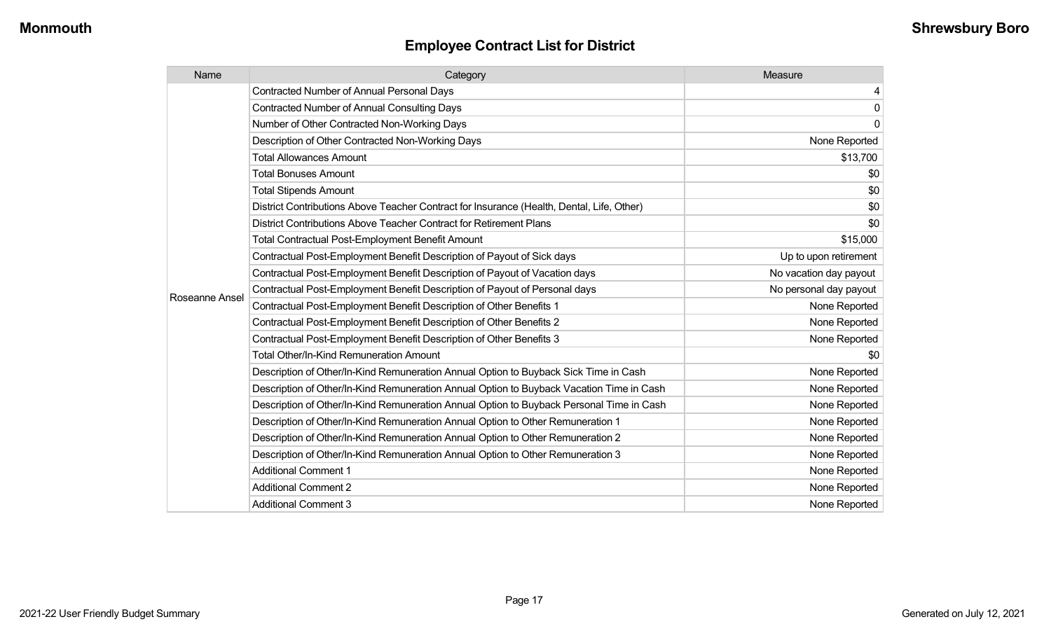## Employee Contract List for District

| Name | Category | Measure |
|---|---|---|
| Roseanne Ansel | Contracted Number of Annual Personal Days | 4 |
| | Contracted Number of Annual Consulting Days | 0 |
| | Number of Other Contracted Non-Working Days | 0 |
| | Description of Other Contracted Non-Working Days | None Reported |
| | Total Allowances Amount | $13,700 |
| | Total Bonuses Amount | $0 |
| | Total Stipends Amount | $0 |
| | District Contributions Above Teacher Contract for Insurance (Health, Dental, Life, Other) | $0 |
| | District Contributions Above Teacher Contract for Retirement Plans | $0 |
| | Total Contractual Post-Employment Benefit Amount | $15,000 |
| | Contractual Post-Employment Benefit Description of Payout of Sick days | Up to upon retirement |
| | Contractual Post-Employment Benefit Description of Payout of Vacation days | No vacation day payout |
| | Contractual Post-Employment Benefit Description of Payout of Personal days | No personal day payout |
| | Contractual Post-Employment Benefit Description of Other Benefits 1 | None Reported |
| | Contractual Post-Employment Benefit Description of Other Benefits 2 | None Reported |
| | Contractual Post-Employment Benefit Description of Other Benefits 3 | None Reported |
| | Total Other/In-Kind Remuneration Amount | $0 |
| | Description of Other/In-Kind Remuneration Annual Option to Buyback Sick Time in Cash | None Reported |
| | Description of Other/In-Kind Remuneration Annual Option to Buyback Vacation Time in Cash | None Reported |
| | Description of Other/In-Kind Remuneration Annual Option to Buyback Personal Time in Cash | None Reported |
| | Description of Other/In-Kind Remuneration Annual Option to Other Remuneration 1 | None Reported |
| | Description of Other/In-Kind Remuneration Annual Option to Other Remuneration 2 | None Reported |
| | Description of Other/In-Kind Remuneration Annual Option to Other Remuneration 3 | None Reported |
| | Additional Comment 1 | None Reported |
| | Additional Comment 2 | None Reported |
| | Additional Comment 3 | None Reported |